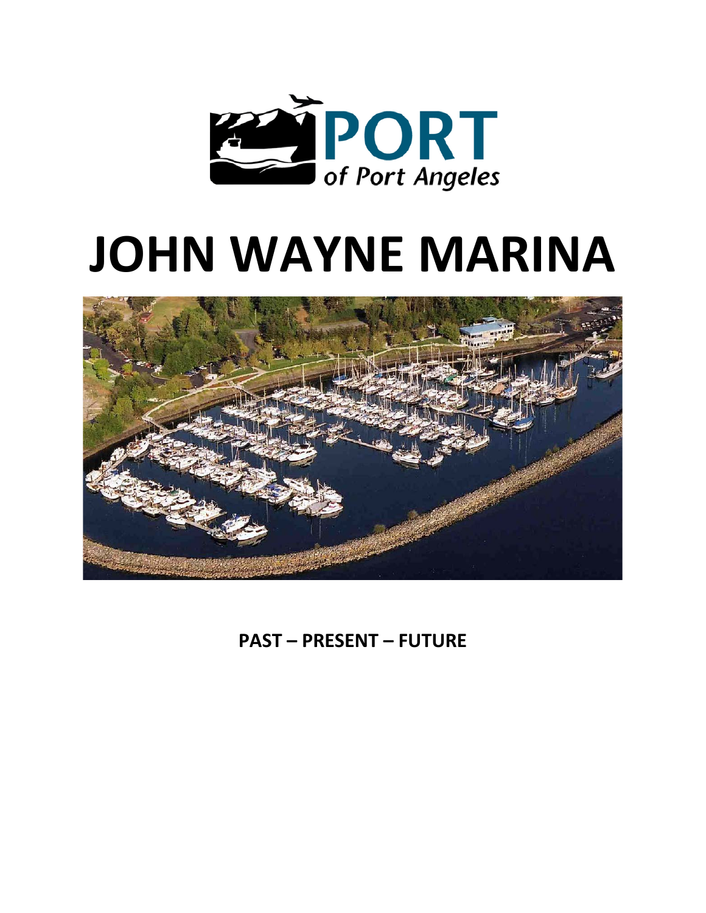PORT of Port Angeles

# JOHN WAYNE MARINA

**PAST – PRESENT – FUTURE**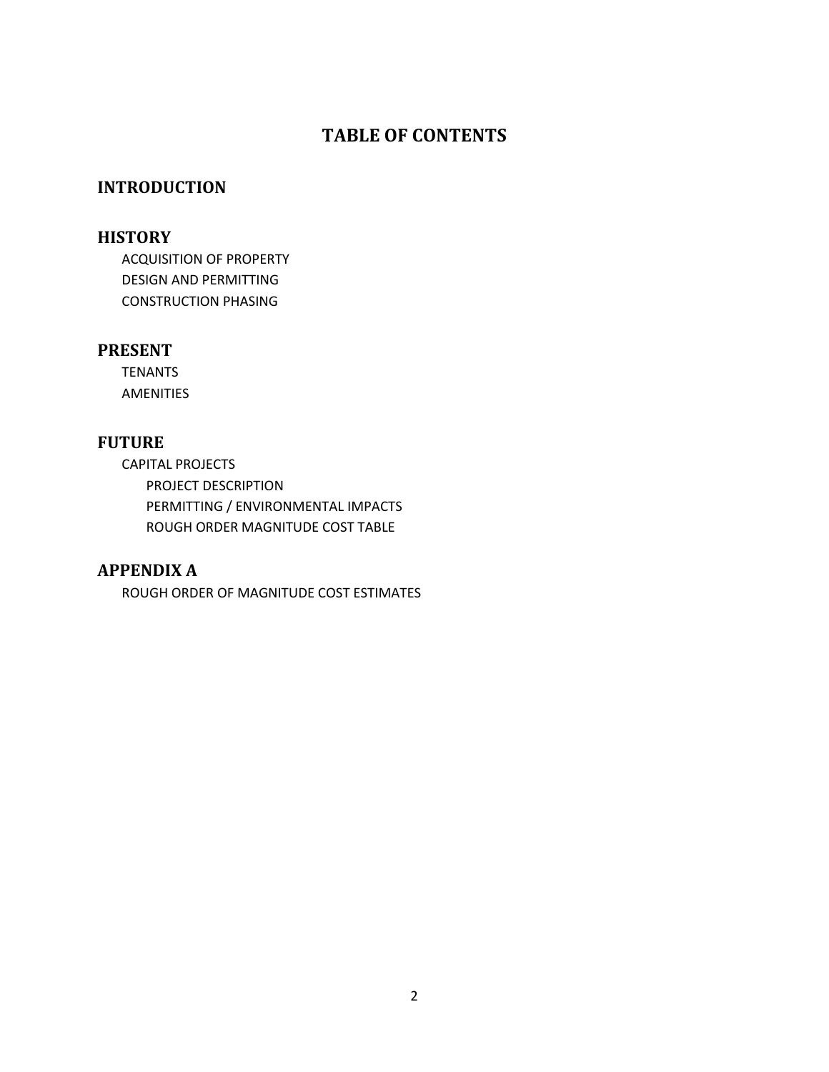# TABLE OF CONTENTS

## INTRODUCTION

## HISTORY

- ACQUISITION OF PROPERTY
- DESIGN AND PERMITTING
- CONSTRUCTION PHASING

## PRESENT

- TENANTS
- AMENITIES

## FUTURE

- CAPITAL PROJECTS
  - PROJECT DESCRIPTION
  - PERMITTING / ENVIRONMENTAL IMPACTS
  - ROUGH ORDER MAGNITUDE COST TABLE

## APPENDIX A

- ROUGH ORDER OF MAGNITUDE COST ESTIMATES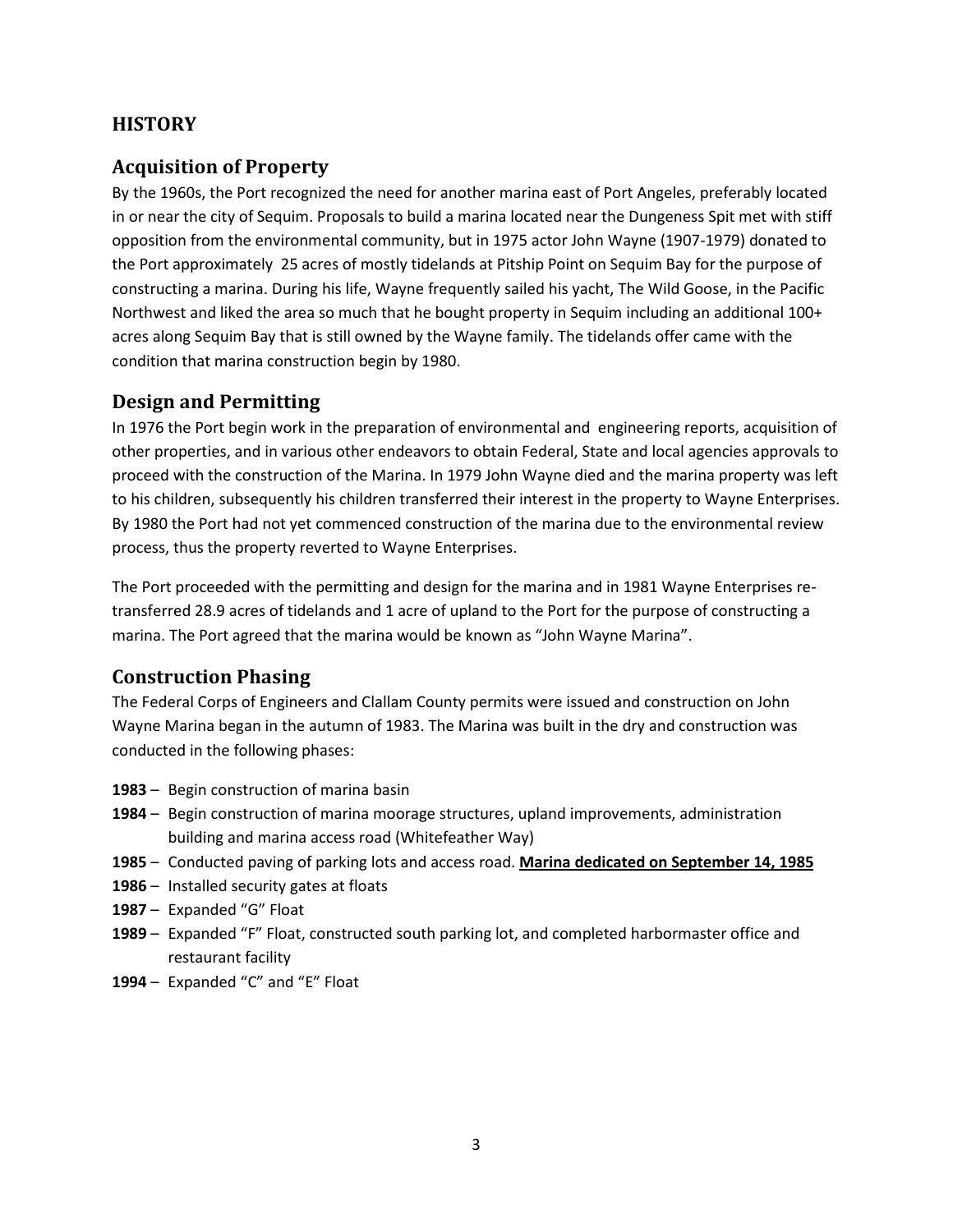## HISTORY

### Acquisition of Property

By the 1960s, the Port recognized the need for another marina east of Port Angeles, preferably located in or near the city of Sequim. Proposals to build a marina located near the Dungeness Spit met with stiff opposition from the environmental community, but in 1975 actor John Wayne (1907-1979) donated to the Port approximately 25 acres of mostly tidelands at Pitship Point on Sequim Bay for the purpose of constructing a marina. During his life, Wayne frequently sailed his yacht, The Wild Goose, in the Pacific Northwest and liked the area so much that he bought property in Sequim including an additional 100+ acres along Sequim Bay that is still owned by the Wayne family. The tidelands offer came with the condition that marina construction begin by 1980.

### Design and Permitting

In 1976 the Port begin work in the preparation of environmental and engineering reports, acquisition of other properties, and in various other endeavors to obtain Federal, State and local agencies approvals to proceed with the construction of the Marina. In 1979 John Wayne died and the marina property was left to his children, subsequently his children transferred their interest in the property to Wayne Enterprises. By 1980 the Port had not yet commenced construction of the marina due to the environmental review process, thus the property reverted to Wayne Enterprises.

The Port proceeded with the permitting and design for the marina and in 1981 Wayne Enterprises re-transferred 28.9 acres of tidelands and 1 acre of upland to the Port for the purpose of constructing a marina. The Port agreed that the marina would be known as "John Wayne Marina".

### Construction Phasing

The Federal Corps of Engineers and Clallam County permits were issued and construction on John Wayne Marina began in the autumn of 1983. The Marina was built in the dry and construction was conducted in the following phases:

- **1983** – Begin construction of marina basin
- **1984** – Begin construction of marina moorage structures, upland improvements, administration building and marina access road (Whitefeather Way)
- **1985** – Conducted paving of parking lots and access road. **Marina dedicated on September 14, 1985**
- **1986** – Installed security gates at floats
- **1987** – Expanded "G" Float
- **1989** – Expanded "F" Float, constructed south parking lot, and completed harbormaster office and restaurant facility
- **1994** – Expanded "C" and "E" Float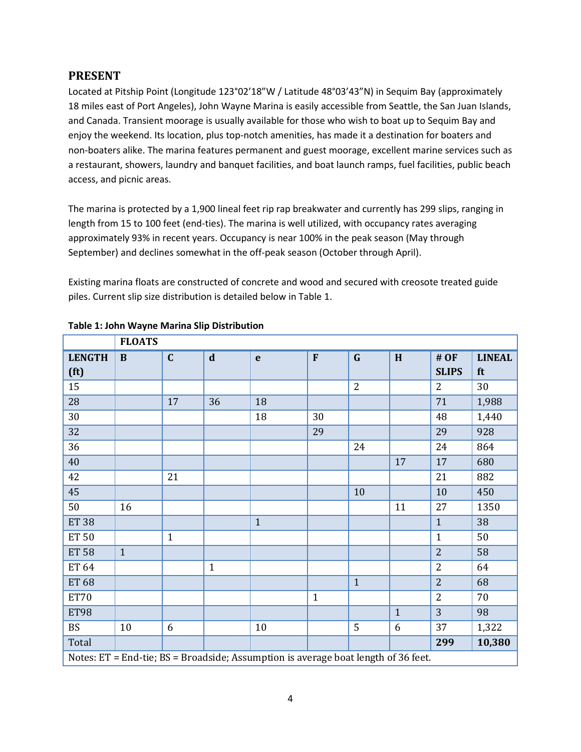## PRESENT

Located at Pitship Point (Longitude 123°02'18"W / Latitude 48°03'43"N) in Sequim Bay (approximately 18 miles east of Port Angeles), John Wayne Marina is easily accessible from Seattle, the San Juan Islands, and Canada. Transient moorage is usually available for those who wish to boat up to Sequim Bay and enjoy the weekend. Its location, plus top-notch amenities, has made it a destination for boaters and non-boaters alike. The marina features permanent and guest moorage, excellent marine services such as a restaurant, showers, laundry and banquet facilities, and boat launch ramps, fuel facilities, public beach access, and picnic areas.

The marina is protected by a 1,900 lineal feet rip rap breakwater and currently has 299 slips, ranging in length from 15 to 100 feet (end-ties). The marina is well utilized, with occupancy rates averaging approximately 93% in recent years. Occupancy is near 100% in the peak season (May through September) and declines somewhat in the off-peak season (October through April).

Existing marina floats are constructed of concrete and wood and secured with creosote treated guide piles. Current slip size distribution is detailed below in Table 1.

**Table 1: John Wayne Marina Slip Distribution**

| | **FLOATS** | | | | | | | | |
|---|---|---|---|---|---|---|---|---|---|
| **LENGTH (ft)** | **B** | **C** | **d** | **e** | **F** | **G** | **H** | **# OF SLIPS** | **LINEAL ft** |
| 15 | | | | | | 2 | | 2 | 30 |
| 28 | | 17 | 36 | 18 | | | | 71 | 1,988 |
| 30 | | | | 18 | 30 | | | 48 | 1,440 |
| 32 | | | | | 29 | | | 29 | 928 |
| 36 | | | | | | 24 | | 24 | 864 |
| 40 | | | | | | | 17 | 17 | 680 |
| 42 | | 21 | | | | | | 21 | 882 |
| 45 | | | | | | 10 | | 10 | 450 |
| 50 | 16 | | | | | | 11 | 27 | 1350 |
| ET 38 | | | | 1 | | | | 1 | 38 |
| ET 50 | | 1 | | | | | | 1 | 50 |
| ET 58 | 1 | | | | | | | 2 | 58 |
| ET 64 | | | 1 | | | | | 2 | 64 |
| ET 68 | | | | | | 1 | | 2 | 68 |
| ET70 | | | | | 1 | | | 2 | 70 |
| ET98 | | | | | | | 1 | 3 | 98 |
| BS | 10 | 6 | | 10 | | 5 | 6 | 37 | 1,322 |
| Total | | | | | | | | **299** | **10,380** |

Notes: ET = End-tie; BS = Broadside; Assumption is average boat length of 36 feet.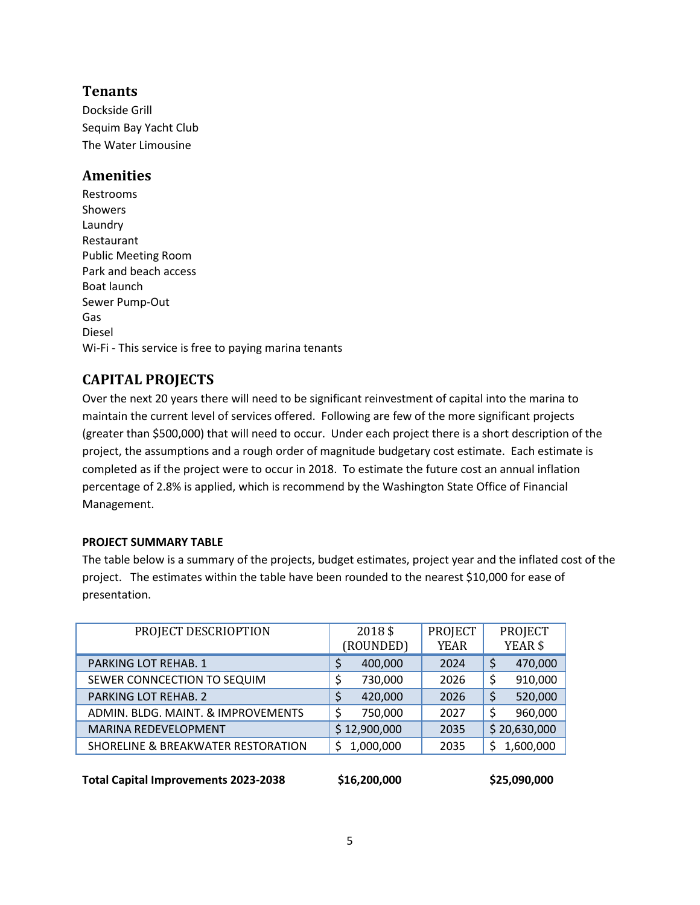## Tenants

Dockside Grill
Sequim Bay Yacht Club
The Water Limousine

## Amenities

Restrooms
Showers
Laundry
Restaurant
Public Meeting Room
Park and beach access
Boat launch
Sewer Pump-Out
Gas
Diesel
Wi-Fi - This service is free to paying marina tenants

## CAPITAL PROJECTS

Over the next 20 years there will need to be significant reinvestment of capital into the marina to maintain the current level of services offered. Following are few of the more significant projects (greater than $500,000) that will need to occur. Under each project there is a short description of the project, the assumptions and a rough order of magnitude budgetary cost estimate. Each estimate is completed as if the project were to occur in 2018. To estimate the future cost an annual inflation percentage of 2.8% is applied, which is recommend by the Washington State Office of Financial Management.

**PROJECT SUMMARY TABLE**

The table below is a summary of the projects, budget estimates, project year and the inflated cost of the project. The estimates within the table have been rounded to the nearest $10,000 for ease of presentation.

| PROJECT DESCRIOPTION | 2018 $ (ROUNDED) | PROJECT YEAR | PROJECT YEAR $ |
|---|---|---|---|
| PARKING LOT REHAB. 1 | $ 400,000 | 2024 | $ 470,000 |
| SEWER CONNCECTION TO SEQUIM | $ 730,000 | 2026 | $ 910,000 |
| PARKING LOT REHAB. 2 | $ 420,000 | 2026 | $ 520,000 |
| ADMIN. BLDG. MAINT. & IMPROVEMENTS | $ 750,000 | 2027 | $ 960,000 |
| MARINA REDEVELOPMENT | $ 12,900,000 | 2035 | $ 20,630,000 |
| SHORELINE & BREAKWATER RESTORATION | $ 1,000,000 | 2035 | $ 1,600,000 |
| **Total Capital Improvements 2023-2038** | **$16,200,000** | | **$25,090,000** |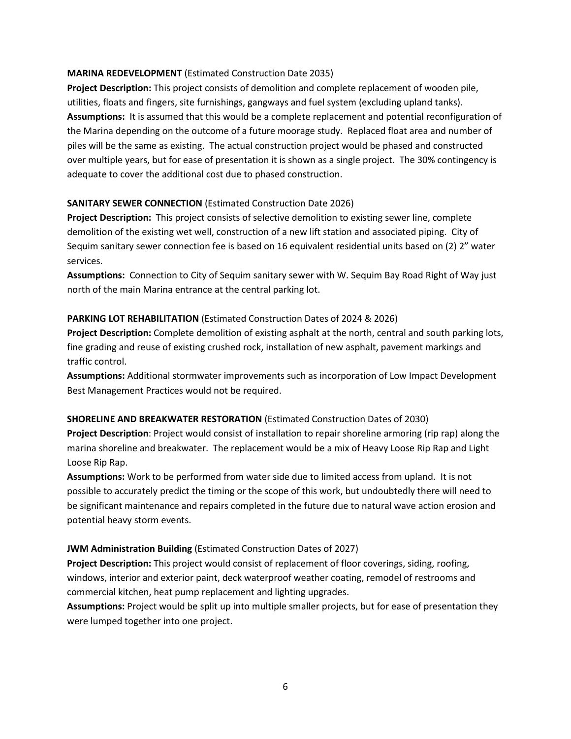**MARINA REDEVELOPMENT** (Estimated Construction Date 2035)

**Project Description:** This project consists of demolition and complete replacement of wooden pile, utilities, floats and fingers, site furnishings, gangways and fuel system (excluding upland tanks).

**Assumptions:** It is assumed that this would be a complete replacement and potential reconfiguration of the Marina depending on the outcome of a future moorage study. Replaced float area and number of piles will be the same as existing. The actual construction project would be phased and constructed over multiple years, but for ease of presentation it is shown as a single project. The 30% contingency is adequate to cover the additional cost due to phased construction.

**SANITARY SEWER CONNECTION** (Estimated Construction Date 2026)

**Project Description:** This project consists of selective demolition to existing sewer line, complete demolition of the existing wet well, construction of a new lift station and associated piping. City of Sequim sanitary sewer connection fee is based on 16 equivalent residential units based on (2) 2" water services.

**Assumptions:** Connection to City of Sequim sanitary sewer with W. Sequim Bay Road Right of Way just north of the main Marina entrance at the central parking lot.

**PARKING LOT REHABILITATION** (Estimated Construction Dates of 2024 & 2026)

**Project Description:** Complete demolition of existing asphalt at the north, central and south parking lots, fine grading and reuse of existing crushed rock, installation of new asphalt, pavement markings and traffic control.

**Assumptions:** Additional stormwater improvements such as incorporation of Low Impact Development Best Management Practices would not be required.

**SHORELINE AND BREAKWATER RESTORATION** (Estimated Construction Dates of 2030)

**Project Description**: Project would consist of installation to repair shoreline armoring (rip rap) along the marina shoreline and breakwater. The replacement would be a mix of Heavy Loose Rip Rap and Light Loose Rip Rap.

**Assumptions:** Work to be performed from water side due to limited access from upland. It is not possible to accurately predict the timing or the scope of this work, but undoubtedly there will need to be significant maintenance and repairs completed in the future due to natural wave action erosion and potential heavy storm events.

**JWM Administration Building** (Estimated Construction Dates of 2027)

**Project Description:** This project would consist of replacement of floor coverings, siding, roofing, windows, interior and exterior paint, deck waterproof weather coating, remodel of restrooms and commercial kitchen, heat pump replacement and lighting upgrades.

**Assumptions:** Project would be split up into multiple smaller projects, but for ease of presentation they were lumped together into one project.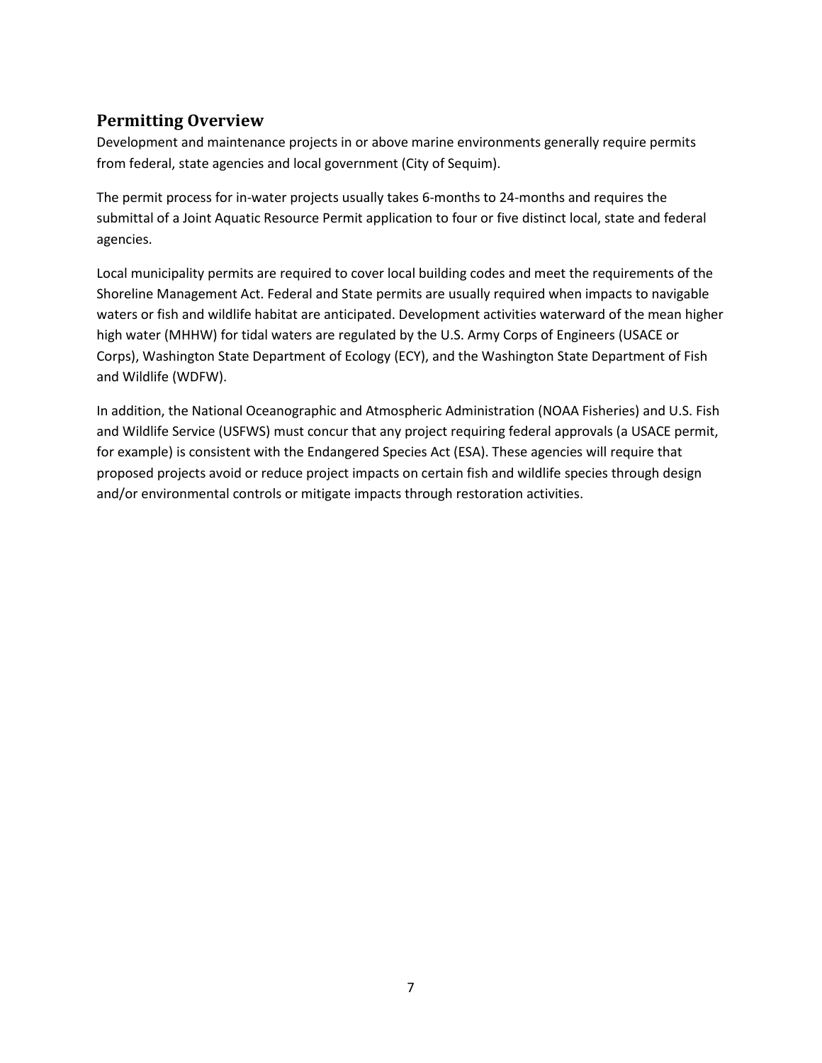## Permitting Overview

Development and maintenance projects in or above marine environments generally require permits from federal, state agencies and local government (City of Sequim).

The permit process for in-water projects usually takes 6-months to 24-months and requires the submittal of a Joint Aquatic Resource Permit application to four or five distinct local, state and federal agencies.

Local municipality permits are required to cover local building codes and meet the requirements of the Shoreline Management Act. Federal and State permits are usually required when impacts to navigable waters or fish and wildlife habitat are anticipated. Development activities waterward of the mean higher high water (MHHW) for tidal waters are regulated by the U.S. Army Corps of Engineers (USACE or Corps), Washington State Department of Ecology (ECY), and the Washington State Department of Fish and Wildlife (WDFW).

In addition, the National Oceanographic and Atmospheric Administration (NOAA Fisheries) and U.S. Fish and Wildlife Service (USFWS) must concur that any project requiring federal approvals (a USACE permit, for example) is consistent with the Endangered Species Act (ESA). These agencies will require that proposed projects avoid or reduce project impacts on certain fish and wildlife species through design and/or environmental controls or mitigate impacts through restoration activities.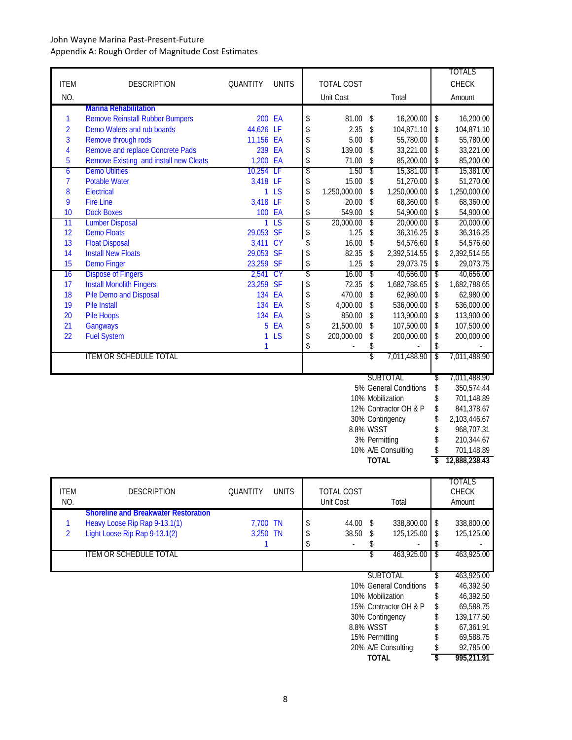John Wayne Marina Past-Present-Future
Appendix A: Rough Order of Magnitude Cost Estimates

| ITEM NO. | DESCRIPTION | QUANTITY | UNITS | TOTAL COST Unit Cost | Total | TOTALS CHECK Amount |
|---|---|---|---|---|---|---|
| | **Marina Rehabilitation** | | | | | |
| 1 | Remove Reinstall Rubber Bumpers | 200 | EA | $ 81.00 | $ 16,200.00 | $ 16,200.00 |
| 2 | Demo Walers and rub boards | 44,626 | LF | $ 2.35 | $ 104,871.10 | $ 104,871.10 |
| 3 | Remove through rods | 11,156 | EA | $ 5.00 | $ 55,780.00 | $ 55,780.00 |
| 4 | Remove and replace Concrete Pads | 239 | EA | $ 139.00 | $ 33,221.00 | $ 33,221.00 |
| 5 | Remove Existing and install new Cleats | 1,200 | EA | $ 71.00 | $ 85,200.00 | $ 85,200.00 |
| 6 | Demo Utilities | 10,254 | LF | $ 1.50 | $ 15,381.00 | $ 15,381.00 |
| 7 | Potable Water | 3,418 | LF | $ 15.00 | $ 51,270.00 | $ 51,270.00 |
| 8 | Electrical | 1 | LS | $ 1,250,000.00 | $ 1,250,000.00 | $ 1,250,000.00 |
| 9 | Fire Line | 3,418 | LF | $ 20.00 | $ 68,360.00 | $ 68,360.00 |
| 10 | Dock Boxes | 100 | EA | $ 549.00 | $ 54,900.00 | $ 54,900.00 |
| 11 | Lumber Disposal | 1 | LS | $ 20,000.00 | $ 20,000.00 | $ 20,000.00 |
| 12 | Demo Floats | 29,053 | SF | $ 1.25 | $ 36,316.25 | $ 36,316.25 |
| 13 | Float Disposal | 3,411 | CY | $ 16.00 | $ 54,576.60 | $ 54,576.60 |
| 14 | Install New Floats | 29,053 | SF | $ 82.35 | $ 2,392,514.55 | $ 2,392,514.55 |
| 15 | Demo Finger | 23,259 | SF | $ 1.25 | $ 29,073.75 | $ 29,073.75 |
| 16 | Dispose of Fingers | 2,541 | CY | $ 16.00 | $ 40,656.00 | $ 40,656.00 |
| 17 | Install Monolith Fingers | 23,259 | SF | $ 72.35 | $ 1,682,788.65 | $ 1,682,788.65 |
| 18 | Pile Demo and Disposal | 134 | EA | $ 470.00 | $ 62,980.00 | $ 62,980.00 |
| 19 | Pile Install | 134 | EA | $ 4,000.00 | $ 536,000.00 | $ 536,000.00 |
| 20 | Pile Hoops | 134 | EA | $ 850.00 | $ 113,900.00 | $ 113,900.00 |
| 21 | Gangways | 5 | EA | $ 21,500.00 | $ 107,500.00 | $ 107,500.00 |
| 22 | Fuel System | 1 | LS | $ 200,000.00 | $ 200,000.00 | $ 200,000.00 |
| | | 1 | | $ - | $ - | $ - |
| | ITEM OR SCHEDULE TOTAL | | | | $ 7,011,488.90 | $ 7,011,488.90 |

| | |
|---|---|
| SUBTOTAL | $ 7,011,488.90 |
| 5% General Conditions | $ 350,574.44 |
| 10% Mobilization | $ 701,148.89 |
| 12% Contractor OH & P | $ 841,378.67 |
| 30% Contingency | $ 2,103,446.67 |
| 8.8% WSST | $ 968,707.31 |
| 3% Permitting | $ 210,344.67 |
| 10% A/E Consulting | $ 701,148.89 |
| **TOTAL** | **$ 12,888,238.43** |

| ITEM NO. | DESCRIPTION | QUANTITY | UNITS | TOTAL COST Unit Cost | Total | TOTALS CHECK Amount |
|---|---|---|---|---|---|---|
| | **Shoreline and Breakwater Restoration** | | | | | |
| 1 | Heavy Loose Rip Rap 9-13.1(1) | 7,700 | TN | $ 44.00 | $ 338,800.00 | $ 338,800.00 |
| 2 | Light Loose Rip Rap 9-13.1(2) | 3,250 | TN | $ 38.50 | $ 125,125.00 | $ 125,125.00 |
| | | 1 | | $ - | $ - | $ - |
| | ITEM OR SCHEDULE TOTAL | | | | $ 463,925.00 | $ 463,925.00 |

| | |
|---|---|
| SUBTOTAL | $ 463,925.00 |
| 10% General Conditions | $ 46,392.50 |
| 10% Mobilization | $ 46,392.50 |
| 15% Contractor OH & P | $ 69,588.75 |
| 30% Contingency | $ 139,177.50 |
| 8.8% WSST | $ 67,361.91 |
| 15% Permitting | $ 69,588.75 |
| 20% A/E Consulting | $ 92,785.00 |
| **TOTAL** | **$ 995,211.91** |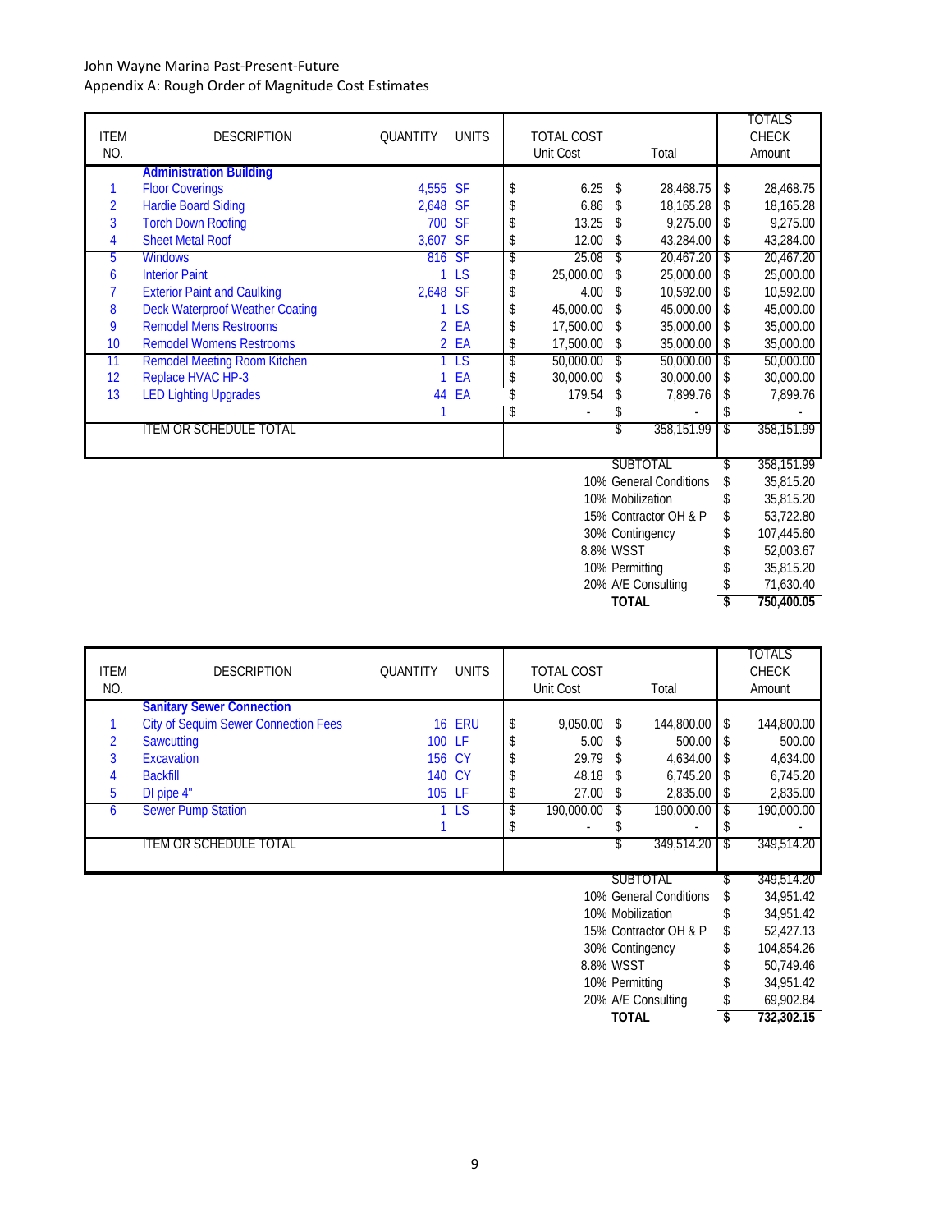John Wayne Marina Past-Present-Future

Appendix A: Rough Order of Magnitude Cost Estimates

| ITEM NO. | DESCRIPTION | QUANTITY | UNITS | TOTAL COST Unit Cost | Total | TOTALS CHECK Amount |
|---|---|---|---|---|---|---|
| | **Administration Building** | | | | | |
| 1 | Floor Coverings | 4,555 | SF | $ 6.25 | $ 28,468.75 | $ 28,468.75 |
| 2 | Hardie Board Siding | 2,648 | SF | $ 6.86 | $ 18,165.28 | $ 18,165.28 |
| 3 | Torch Down Roofing | 700 | SF | $ 13.25 | $ 9,275.00 | $ 9,275.00 |
| 4 | Sheet Metal Roof | 3,607 | SF | $ 12.00 | $ 43,284.00 | $ 43,284.00 |
| 5 | Windows | 816 | SF | $ 25.08 | $ 20,467.20 | $ 20,467.20 |
| 6 | Interior Paint | 1 | LS | $ 25,000.00 | $ 25,000.00 | $ 25,000.00 |
| 7 | Exterior Paint and Caulking | 2,648 | SF | $ 4.00 | $ 10,592.00 | $ 10,592.00 |
| 8 | Deck Waterproof Weather Coating | 1 | LS | $ 45,000.00 | $ 45,000.00 | $ 45,000.00 |
| 9 | Remodel Mens Restrooms | 2 | EA | $ 17,500.00 | $ 35,000.00 | $ 35,000.00 |
| 10 | Remodel Womens Restrooms | 2 | EA | $ 17,500.00 | $ 35,000.00 | $ 35,000.00 |
| 11 | Remodel Meeting Room Kitchen | 1 | LS | $ 50,000.00 | $ 50,000.00 | $ 50,000.00 |
| 12 | Replace HVAC HP-3 | 1 | EA | $ 30,000.00 | $ 30,000.00 | $ 30,000.00 |
| 13 | LED Lighting Upgrades | 44 | EA | $ 179.54 | $ 7,899.76 | $ 7,899.76 |
| | | 1 | | $ - | $ - | $ - |
| | ITEM OR SCHEDULE TOTAL | | | | $ 358,151.99 | $ 358,151.99 |

| | | |
|---|---|---|
| | SUBTOTAL | $ 358,151.99 |
| 10% | General Conditions | $ 35,815.20 |
| 10% | Mobilization | $ 35,815.20 |
| 15% | Contractor OH & P | $ 53,722.80 |
| 30% | Contingency | $ 107,445.60 |
| 8.8% | WSST | $ 52,003.67 |
| 10% | Permitting | $ 35,815.20 |
| 20% | A/E Consulting | $ 71,630.40 |
| | **TOTAL** | **$ 750,400.05** |

| ITEM NO. | DESCRIPTION | QUANTITY | UNITS | TOTAL COST Unit Cost | Total | TOTALS CHECK Amount |
|---|---|---|---|---|---|---|
| | **Sanitary Sewer Connection** | | | | | |
| 1 | City of Sequim Sewer Connection Fees | 16 | ERU | $ 9,050.00 | $ 144,800.00 | $ 144,800.00 |
| 2 | Sawcutting | 100 | LF | $ 5.00 | $ 500.00 | $ 500.00 |
| 3 | Excavation | 156 | CY | $ 29.79 | $ 4,634.00 | $ 4,634.00 |
| 4 | Backfill | 140 | CY | $ 48.18 | $ 6,745.20 | $ 6,745.20 |
| 5 | DI pipe 4" | 105 | LF | $ 27.00 | $ 2,835.00 | $ 2,835.00 |
| 6 | Sewer Pump Station | 1 | LS | $ 190,000.00 | $ 190,000.00 | $ 190,000.00 |
| | | 1 | | $ - | $ - | $ - |
| | ITEM OR SCHEDULE TOTAL | | | | $ 349,514.20 | $ 349,514.20 |

| | | |
|---|---|---|
| | SUBTOTAL | $ 349,514.20 |
| 10% | General Conditions | $ 34,951.42 |
| 10% | Mobilization | $ 34,951.42 |
| 15% | Contractor OH & P | $ 52,427.13 |
| 30% | Contingency | $ 104,854.26 |
| 8.8% | WSST | $ 50,749.46 |
| 10% | Permitting | $ 34,951.42 |
| 20% | A/E Consulting | $ 69,902.84 |
| | **TOTAL** | **$ 732,302.15** |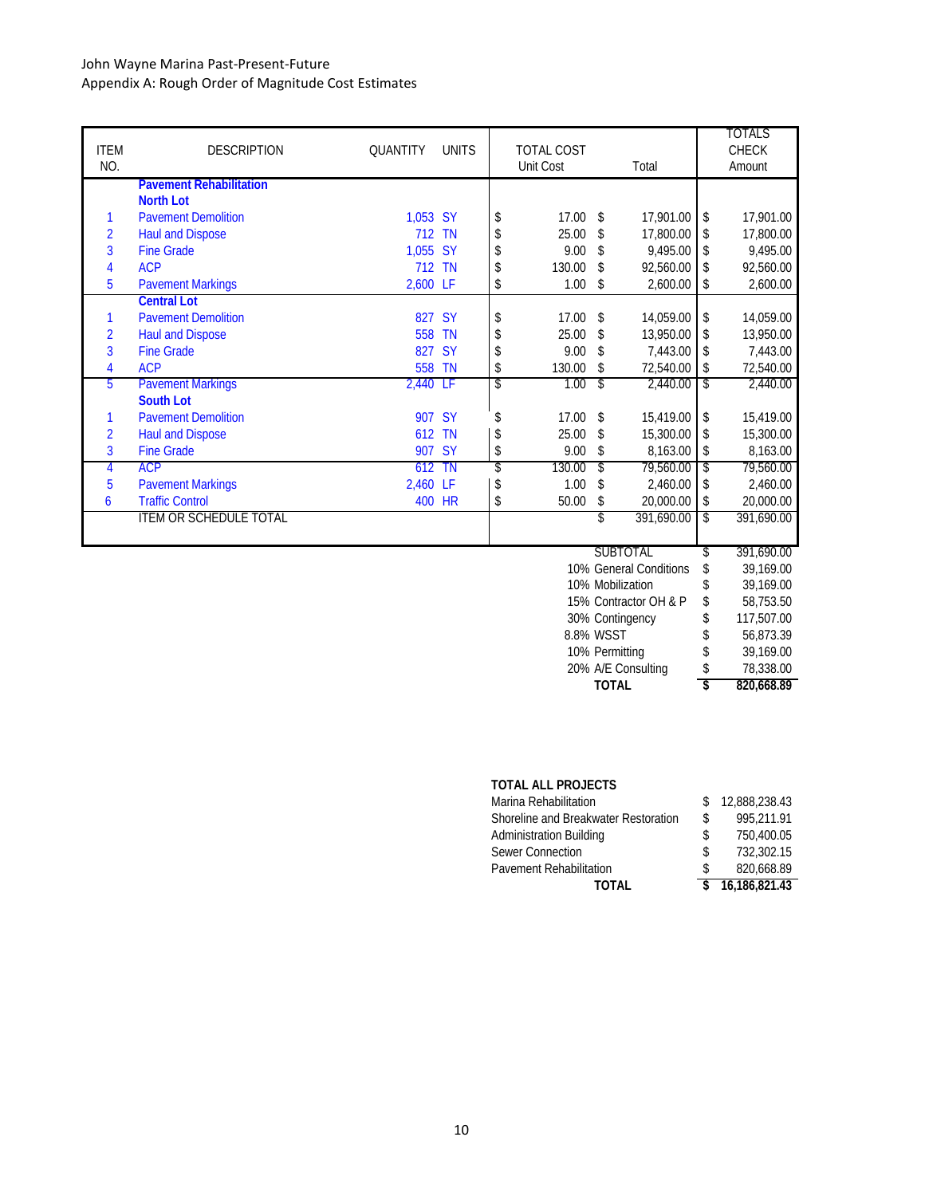John Wayne Marina Past-Present-Future
Appendix A: Rough Order of Magnitude Cost Estimates

| ITEM NO. | DESCRIPTION | QUANTITY | UNITS | TOTAL COST Unit Cost | Total | TOTALS CHECK Amount |
|---|---|---|---|---|---|---|
| | **Pavement Rehabilitation** | | | | | |
| | **North Lot** | | | | | |
| 1 | Pavement Demolition | 1,053 | SY | $ 17.00 | $ 17,901.00 | $ 17,901.00 |
| 2 | Haul and Dispose | 712 | TN | $ 25.00 | $ 17,800.00 | $ 17,800.00 |
| 3 | Fine Grade | 1,055 | SY | $ 9.00 | $ 9,495.00 | $ 9,495.00 |
| 4 | ACP | 712 | TN | $ 130.00 | $ 92,560.00 | $ 92,560.00 |
| 5 | Pavement Markings | 2,600 | LF | $ 1.00 | $ 2,600.00 | $ 2,600.00 |
| | **Central Lot** | | | | | |
| 1 | Pavement Demolition | 827 | SY | $ 17.00 | $ 14,059.00 | $ 14,059.00 |
| 2 | Haul and Dispose | 558 | TN | $ 25.00 | $ 13,950.00 | $ 13,950.00 |
| 3 | Fine Grade | 827 | SY | $ 9.00 | $ 7,443.00 | $ 7,443.00 |
| 4 | ACP | 558 | TN | $ 130.00 | $ 72,540.00 | $ 72,540.00 |
| 5 | Pavement Markings | 2,440 | LF | $ 1.00 | $ 2,440.00 | $ 2,440.00 |
| | **South Lot** | | | | | |
| 1 | Pavement Demolition | 907 | SY | $ 17.00 | $ 15,419.00 | $ 15,419.00 |
| 2 | Haul and Dispose | 612 | TN | $ 25.00 | $ 15,300.00 | $ 15,300.00 |
| 3 | Fine Grade | 907 | SY | $ 9.00 | $ 8,163.00 | $ 8,163.00 |
| 4 | ACP | 612 | TN | $ 130.00 | $ 79,560.00 | $ 79,560.00 |
| 5 | Pavement Markings | 2,460 | LF | $ 1.00 | $ 2,460.00 | $ 2,460.00 |
| 6 | Traffic Control | 400 | HR | $ 50.00 | $ 20,000.00 | $ 20,000.00 |
| | ITEM OR SCHEDULE TOTAL | | | | $ 391,690.00 | $ 391,690.00 |

| | |
|---|---|
| SUBTOTAL | $ 391,690.00 |
| 10% General Conditions | $ 39,169.00 |
| 10% Mobilization | $ 39,169.00 |
| 15% Contractor OH & P | $ 58,753.50 |
| 30% Contingency | $ 117,507.00 |
| 8.8% WSST | $ 56,873.39 |
| 10% Permitting | $ 39,169.00 |
| 20% A/E Consulting | $ 78,338.00 |
| **TOTAL** | **$ 820,668.89** |

| **TOTAL ALL PROJECTS** | |
|---|---|
| Marina Rehabilitation | $ 12,888,238.43 |
| Shoreline and Breakwater Restoration | $ 995,211.91 |
| Administration Building | $ 750,400.05 |
| Sewer Connection | $ 732,302.15 |
| Pavement Rehabilitation | $ 820,668.89 |
| **TOTAL** | **$ 16,186,821.43** |